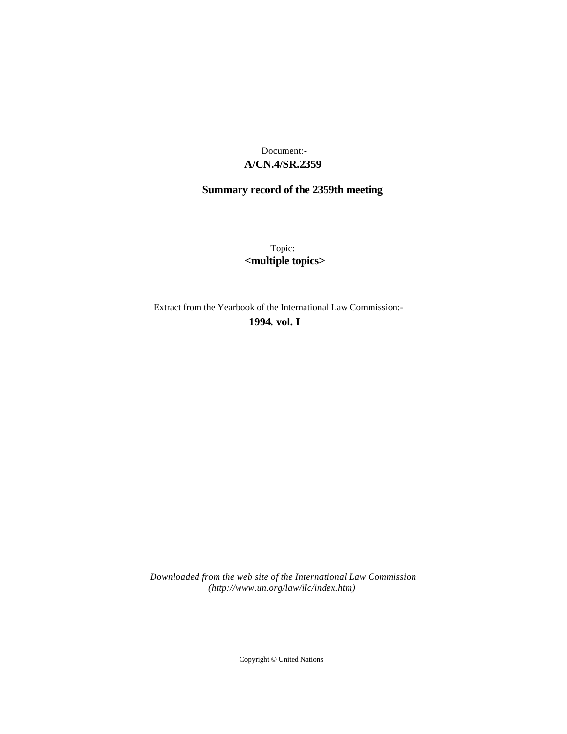Document:-
**A/CN.4/SR.2359**

**Summary record of the 2359th meeting**

Topic:
**<multiple topics>**

Extract from the Yearbook of the International Law Commission:-
**1994, vol. I**

*Downloaded from the web site of the International Law Commission (http://www.un.org/law/ilc/index.htm)*

Copyright © United Nations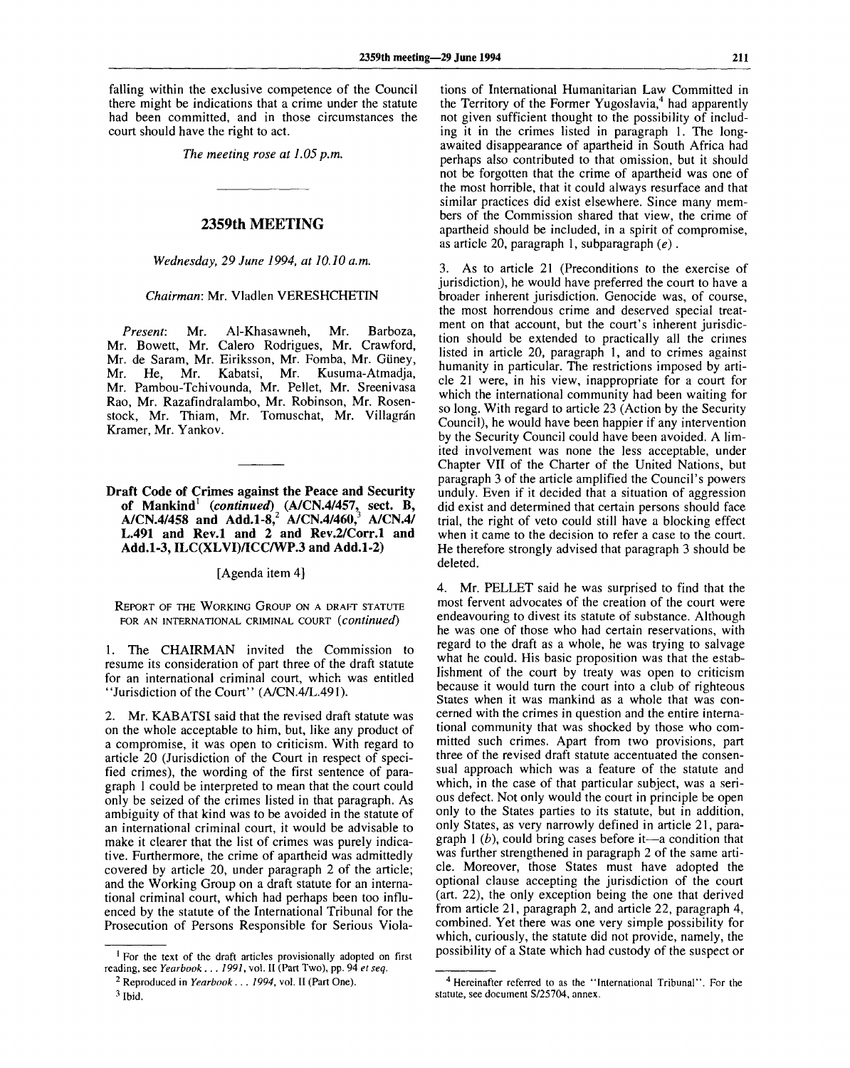falling within the exclusive competence of the Council there might be indications that a crime under the statute had been committed, and in those circumstances the court should have the right to act.

*The meeting rose at 1.05 p.m.*

---

## 2359th MEETING

*Wednesday, 29 June 1994, at 10.10 a.m.*

*Chairman*: Mr. Vladlen VERESHCHETIN

*Present*: Mr. Al-Khasawneh, Mr. Barboza, Mr. Bowett, Mr. Calero Rodrigues, Mr. Crawford, Mr. de Saram, Mr. Eiriksson, Mr. Fomba, Mr. Güney, Mr. He, Mr. Kabatsi, Mr. Kusuma-Atmadja, Mr. Pambou-Tchivounda, Mr. Pellet, Mr. Sreenivasa Rao, Mr. Razafindralambo, Mr. Robinson, Mr. Rosenstock, Mr. Thiam, Mr. Tomuschat, Mr. Villagrán Kramer, Mr. Yankov.

---

### Draft Code of Crimes against the Peace and Security of Mankind[1] (*continued*) (A/CN.4/457, sect. B, A/CN.4/458 and Add.1-8,[2] A/CN.4/460,[3] A/CN.4/L.491 and Rev.1 and 2 and Rev.2/Corr.1 and Add.1-3, ILC(XLVI)/ICC/WP.3 and Add.1-2)

[Agenda item 4]

REPORT OF THE WORKING GROUP ON A DRAFT STATUTE FOR AN INTERNATIONAL CRIMINAL COURT (*continued*)

1. The CHAIRMAN invited the Commission to resume its consideration of part three of the draft statute for an international criminal court, which was entitled "Jurisdiction of the Court" (A/CN.4/L.491).

2. Mr. KABATSI said that the revised draft statute was on the whole acceptable to him, but, like any product of a compromise, it was open to criticism. With regard to article 20 (Jurisdiction of the Court in respect of specified crimes), the wording of the first sentence of paragraph 1 could be interpreted to mean that the court could only be seized of the crimes listed in that paragraph. As ambiguity of that kind was to be avoided in the statute of an international criminal court, it would be advisable to make it clearer that the list of crimes was purely indicative. Furthermore, the crime of apartheid was admittedly covered by article 20, under paragraph 2 of the article; and the Working Group on a draft statute for an international criminal court, which had perhaps been too influenced by the statute of the International Tribunal for the Prosecution of Persons Responsible for Serious Violations of International Humanitarian Law Committed in the Territory of the Former Yugoslavia,[4] had apparently not given sufficient thought to the possibility of including it in the crimes listed in paragraph 1. The long-awaited disappearance of apartheid in South Africa had perhaps also contributed to that omission, but it should not be forgotten that the crime of apartheid was one of the most horrible, that it could always resurface and that similar practices did exist elsewhere. Since many members of the Commission shared that view, the crime of apartheid should be included, in a spirit of compromise, as article 20, paragraph 1, subparagraph (*e*).

3. As to article 21 (Preconditions to the exercise of jurisdiction), he would have preferred the court to have a broader inherent jurisdiction. Genocide was, of course, the most horrendous crime and deserved special treatment on that account, but the court's inherent jurisdiction should be extended to practically all the crimes listed in article 20, paragraph 1, and to crimes against humanity in particular. The restrictions imposed by article 21 were, in his view, inappropriate for a court for which the international community had been waiting for so long. With regard to article 23 (Action by the Security Council), he would have been happier if any intervention by the Security Council could have been avoided. A limited involvement was none the less acceptable, under Chapter VII of the Charter of the United Nations, but paragraph 3 of the article amplified the Council's powers unduly. Even if it decided that a situation of aggression did exist and determined that certain persons should face trial, the right of veto could still have a blocking effect when it came to the decision to refer a case to the court. He therefore strongly advised that paragraph 3 should be deleted.

4. Mr. PELLET said he was surprised to find that the most fervent advocates of the creation of the court were endeavouring to divest its statute of substance. Although he was one of those who had certain reservations, with regard to the draft as a whole, he was trying to salvage what he could. His basic proposition was that the establishment of the court by treaty was open to criticism because it would turn the court into a club of righteous States when it was mankind as a whole that was concerned with the crimes in question and the entire international community that was shocked by those who committed such crimes. Apart from two provisions, part three of the revised draft statute accentuated the consensual approach which was a feature of the statute and which, in the case of that particular subject, was a serious defect. Not only would the court in principle be open only to the States parties to its statute, but in addition, only States, as very narrowly defined in article 21, paragraph 1 (*b*), could bring cases before it—a condition that was further strengthened in paragraph 2 of the same article. Moreover, those States must have adopted the optional clause accepting the jurisdiction of the court (art. 22), the only exception being the one that derived from article 21, paragraph 2, and article 22, paragraph 4, combined. Yet there was one very simple possibility for which, curiously, the statute did not provide, namely, the possibility of a State which had custody of the suspect or

---

[1] For the text of the draft articles provisionally adopted on first reading, see *Yearbook . . . 1991*, vol. II (Part Two), pp. 94 *et seq.*

[2] Reproduced in *Yearbook . . . 1994*, vol. II (Part One).

[3] Ibid.

[4] Hereinafter referred to as the "International Tribunal". For the statute, see document S/25704, annex.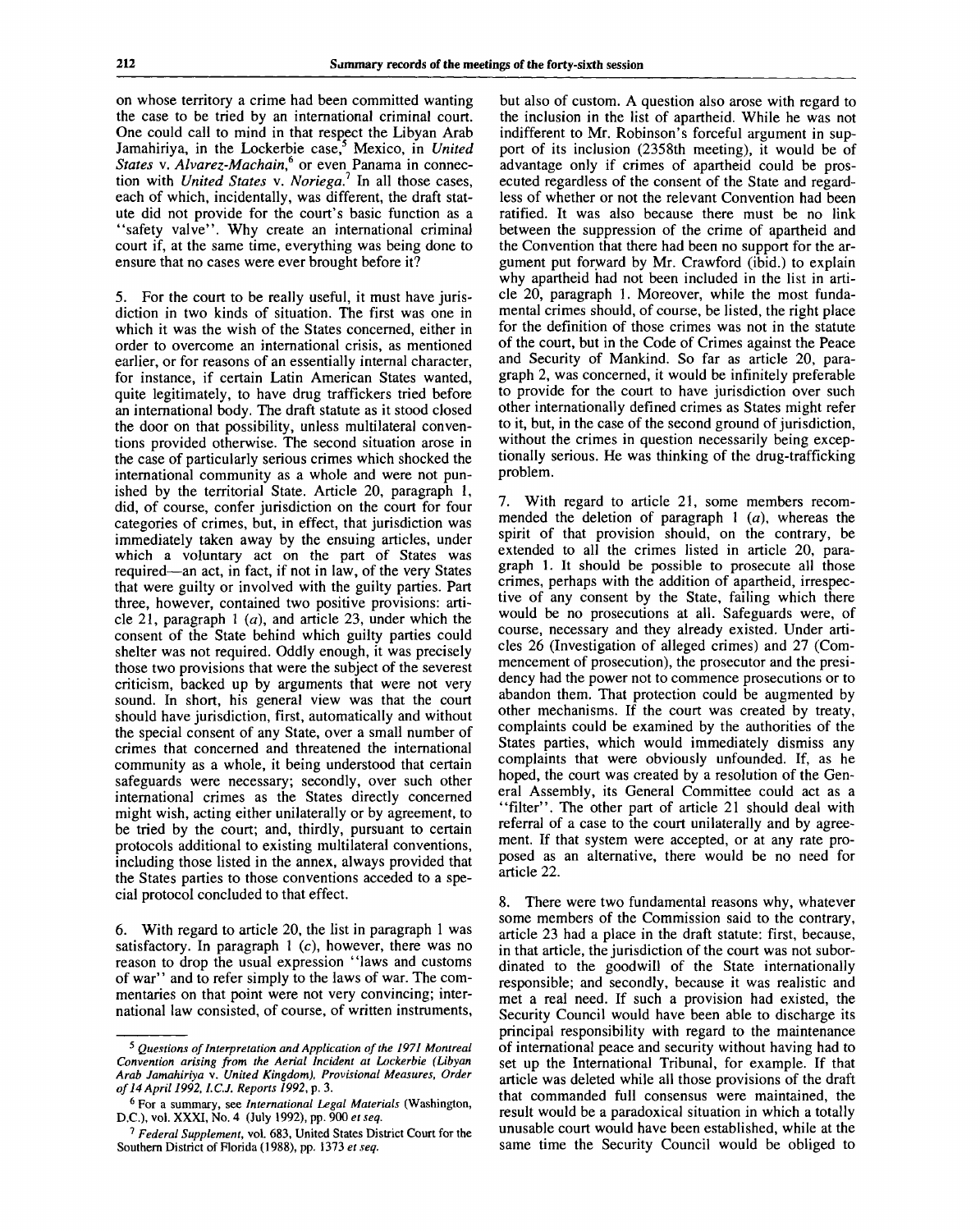on whose territory a crime had been committed wanting the case to be tried by an international criminal court. One could call to mind in that respect the Libyan Arab Jamahiriya, in the Lockerbie case,[5] Mexico, in *United States* v. *Alvarez-Machain*,[6] or even Panama in connection with *United States* v. *Noriega*.[7] In all those cases, each of which, incidentally, was different, the draft statute did not provide for the court's basic function as a "safety valve". Why create an international criminal court if, at the same time, everything was being done to ensure that no cases were ever brought before it?

5. For the court to be really useful, it must have jurisdiction in two kinds of situation. The first was one in which it was the wish of the States concerned, either in order to overcome an international crisis, as mentioned earlier, or for reasons of an essentially internal character, for instance, if certain Latin American States wanted, quite legitimately, to have drug traffickers tried before an international body. The draft statute as it stood closed the door on that possibility, unless multilateral conventions provided otherwise. The second situation arose in the case of particularly serious crimes which shocked the international community as a whole and were not punished by the territorial State. Article 20, paragraph 1, did, of course, confer jurisdiction on the court for four categories of crimes, but, in effect, that jurisdiction was immediately taken away by the ensuing articles, under which a voluntary act on the part of States was required—an act, in fact, if not in law, of the very States that were guilty or involved with the guilty parties. Part three, however, contained two positive provisions: article 21, paragraph 1 (*a*), and article 23, under which the consent of the State behind which guilty parties could shelter was not required. Oddly enough, it was precisely those two provisions that were the subject of the severest criticism, backed up by arguments that were not very sound. In short, his general view was that the court should have jurisdiction, first, automatically and without the special consent of any State, over a small number of crimes that concerned and threatened the international community as a whole, it being understood that certain safeguards were necessary; secondly, over such other international crimes as the States directly concerned might wish, acting either unilaterally or by agreement, to be tried by the court; and, thirdly, pursuant to certain protocols additional to existing multilateral conventions, including those listed in the annex, always provided that the States parties to those conventions acceded to a special protocol concluded to that effect.

6. With regard to article 20, the list in paragraph 1 was satisfactory. In paragraph 1 (*c*), however, there was no reason to drop the usual expression "laws and customs of war" and to refer simply to the laws of war. The commentaries on that point were not very convincing; international law consisted, of course, of written instruments, but also of custom. A question also arose with regard to the inclusion in the list of apartheid. While he was not indifferent to Mr. Robinson's forceful argument in support of its inclusion (2358th meeting), it would be of advantage only if crimes of apartheid could be prosecuted regardless of the consent of the State and regardless of whether or not the relevant Convention had been ratified. It was also because there must be no link between the suppression of the crime of apartheid and the Convention that there had been no support for the argument put forward by Mr. Crawford (ibid.) to explain why apartheid had not been included in the list in article 20, paragraph 1. Moreover, while the most fundamental crimes should, of course, be listed, the right place for the definition of those crimes was not in the statute of the court, but in the Code of Crimes against the Peace and Security of Mankind. So far as article 20, paragraph 2, was concerned, it would be infinitely preferable to provide for the court to have jurisdiction over such other internationally defined crimes as States might refer to it, but, in the case of the second ground of jurisdiction, without the crimes in question necessarily being exceptionally serious. He was thinking of the drug-trafficking problem.

7. With regard to article 21, some members recommended the deletion of paragraph 1 (*a*), whereas the spirit of that provision should, on the contrary, be extended to all the crimes listed in article 20, paragraph 1. It should be possible to prosecute all those crimes, perhaps with the addition of apartheid, irrespective of any consent by the State, failing which there would be no prosecutions at all. Safeguards were, of course, necessary and they already existed. Under articles 26 (Investigation of alleged crimes) and 27 (Commencement of prosecution), the prosecutor and the presidency had the power not to commence prosecutions or to abandon them. That protection could be augmented by other mechanisms. If the court was created by treaty, complaints could be examined by the authorities of the States parties, which would immediately dismiss any complaints that were obviously unfounded. If, as he hoped, the court was created by a resolution of the General Assembly, its General Committee could act as a "filter". The other part of article 21 should deal with referral of a case to the court unilaterally and by agreement. If that system were accepted, or at any rate proposed as an alternative, there would be no need for article 22.

8. There were two fundamental reasons why, whatever some members of the Commission said to the contrary, article 23 had a place in the draft statute: first, because, in that article, the jurisdiction of the court was not subordinated to the goodwill of the State internationally responsible; and secondly, because it was realistic and met a real need. If such a provision had existed, the Security Council would have been able to discharge its principal responsibility with regard to the maintenance of international peace and security without having had to set up the International Tribunal, for example. If that article was deleted while all those provisions of the draft that commanded full consensus were maintained, the result would be a paradoxical situation in which a totally unusable court would have been established, while at the same time the Security Council would be obliged to

---

[5] *Questions of Interpretation and Application of the 1971 Montreal Convention arising from the Aerial Incident at Lockerbie (Libyan Arab Jamahiriya v. United Kingdom), Provisional Measures, Order of 14 April 1992, I.C.J. Reports 1992*, p. 3.

[6] For a summary, see *International Legal Materials* (Washington, D.C.), vol. XXXI, No. 4 (July 1992), pp. 900 *et seq.*

[7] *Federal Supplement*, vol. 683, United States District Court for the Southern District of Florida (1988), pp. 1373 *et seq.*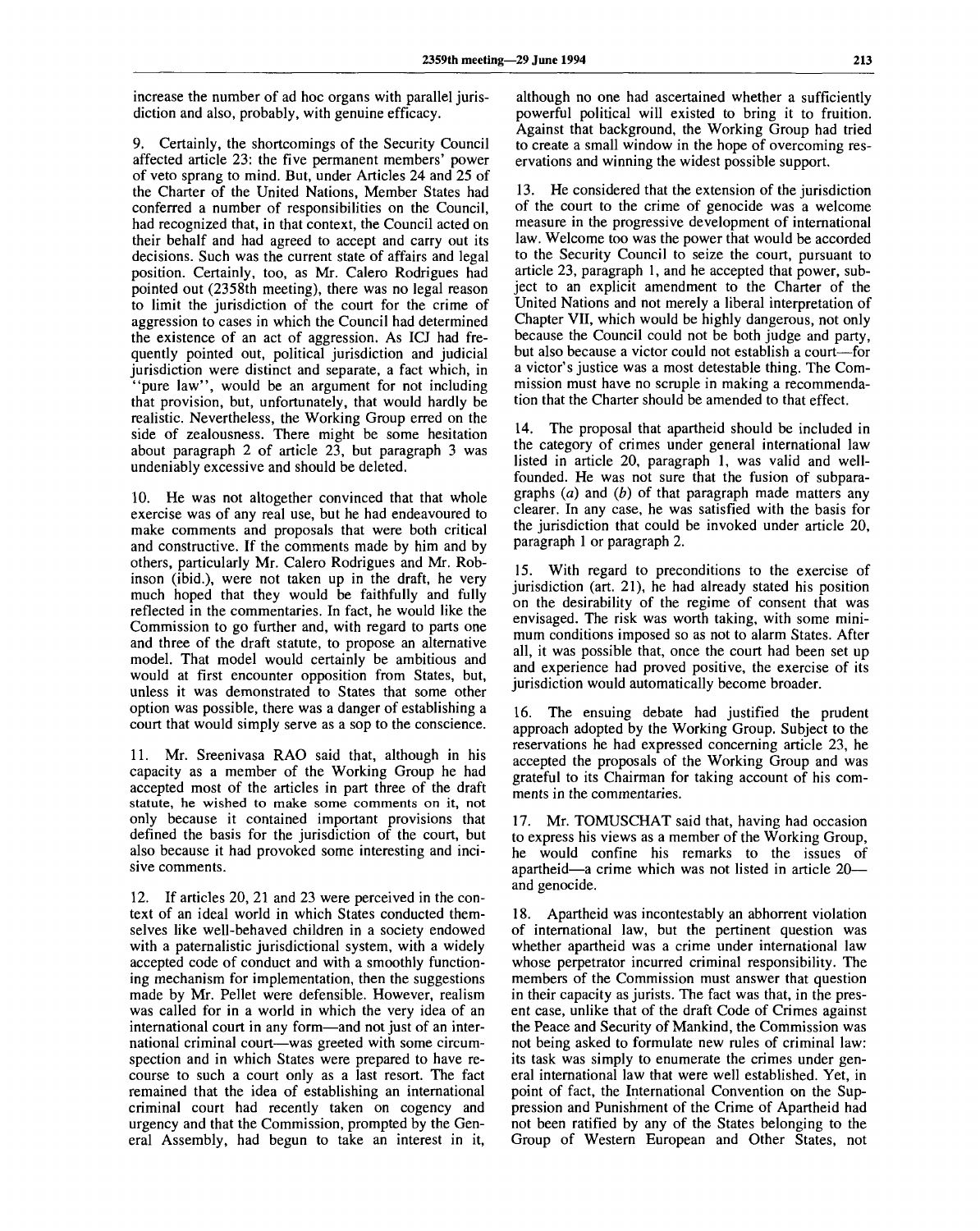increase the number of ad hoc organs with parallel jurisdiction and also, probably, with genuine efficacy.

9. Certainly, the shortcomings of the Security Council affected article 23: the five permanent members' power of veto sprang to mind. But, under Articles 24 and 25 of the Charter of the United Nations, Member States had conferred a number of responsibilities on the Council, had recognized that, in that context, the Council acted on their behalf and had agreed to accept and carry out its decisions. Such was the current state of affairs and legal position. Certainly, too, as Mr. Calero Rodrigues had pointed out (2358th meeting), there was no legal reason to limit the jurisdiction of the court for the crime of aggression to cases in which the Council had determined the existence of an act of aggression. As ICJ had frequently pointed out, political jurisdiction and judicial jurisdiction were distinct and separate, a fact which, in "pure law", would be an argument for not including that provision, but, unfortunately, that would hardly be realistic. Nevertheless, the Working Group erred on the side of zealousness. There might be some hesitation about paragraph 2 of article 23, but paragraph 3 was undeniably excessive and should be deleted.

10. He was not altogether convinced that that whole exercise was of any real use, but he had endeavoured to make comments and proposals that were both critical and constructive. If the comments made by him and by others, particularly Mr. Calero Rodrigues and Mr. Robinson (*ibid.*), were not taken up in the draft, he very much hoped that they would be faithfully and fully reflected in the commentaries. In fact, he would like the Commission to go further and, with regard to parts one and three of the draft statute, to propose an alternative model. That model would certainly be ambitious and would at first encounter opposition from States, but, unless it was demonstrated to States that some other option was possible, there was a danger of establishing a court that would simply serve as a sop to the conscience.

11. Mr. Sreenivasa RAO said that, although in his capacity as a member of the Working Group he had accepted most of the articles in part three of the draft statute, he wished to make some comments on it, not only because it contained important provisions that defined the basis for the jurisdiction of the court, but also because it had provoked some interesting and incisive comments.

12. If articles 20, 21 and 23 were perceived in the context of an ideal world in which States conducted themselves like well-behaved children in a society endowed with a paternalistic jurisdictional system, with a widely accepted code of conduct and with a smoothly functioning mechanism for implementation, then the suggestions made by Mr. Pellet were defensible. However, realism was called for in a world in which the very idea of an international court in any form—and not just of an international criminal court—was greeted with some circumspection and in which States were prepared to have recourse to such a court only as a last resort. The fact remained that the idea of establishing an international criminal court had recently taken on cogency and urgency and that the Commission, prompted by the General Assembly, had begun to take an interest in it, although no one had ascertained whether a sufficiently powerful political will existed to bring it to fruition. Against that background, the Working Group had tried to create a small window in the hope of overcoming reservations and winning the widest possible support.

13. He considered that the extension of the jurisdiction of the court to the crime of genocide was a welcome measure in the progressive development of international law. Welcome too was the power that would be accorded to the Security Council to seize the court, pursuant to article 23, paragraph 1, and he accepted that power, subject to an explicit amendment to the Charter of the United Nations and not merely a liberal interpretation of Chapter VII, which would be highly dangerous, not only because the Council could not be both judge and party, but also because a victor could not establish a court—for a victor's justice was a most detestable thing. The Commission must have no scruple in making a recommendation that the Charter should be amended to that effect.

14. The proposal that apartheid should be included in the category of crimes under general international law listed in article 20, paragraph 1, was valid and well-founded. He was not sure that the fusion of subparagraphs (*a*) and (*b*) of that paragraph made matters any clearer. In any case, he was satisfied with the basis for the jurisdiction that could be invoked under article 20, paragraph 1 or paragraph 2.

15. With regard to preconditions to the exercise of jurisdiction (art. 21), he had already stated his position on the desirability of the regime of consent that was envisaged. The risk was worth taking, with some minimum conditions imposed so as not to alarm States. After all, it was possible that, once the court had been set up and experience had proved positive, the exercise of its jurisdiction would automatically become broader.

16. The ensuing debate had justified the prudent approach adopted by the Working Group. Subject to the reservations he had expressed concerning article 23, he accepted the proposals of the Working Group and was grateful to its Chairman for taking account of his comments in the commentaries.

17. Mr. TOMUSCHAT said that, having had occasion to express his views as a member of the Working Group, he would confine his remarks to the issues of apartheid—a crime which was not listed in article 20—and genocide.

18. Apartheid was incontestably an abhorrent violation of international law, but the pertinent question was whether apartheid was a crime under international law whose perpetrator incurred criminal responsibility. The members of the Commission must answer that question in their capacity as jurists. The fact was that, in the present case, unlike that of the draft Code of Crimes against the Peace and Security of Mankind, the Commission was not being asked to formulate new rules of criminal law: its task was simply to enumerate the crimes under general international law that were well established. Yet, in point of fact, the International Convention on the Suppression and Punishment of the Crime of Apartheid had not been ratified by any of the States belonging to the Group of Western European and Other States, not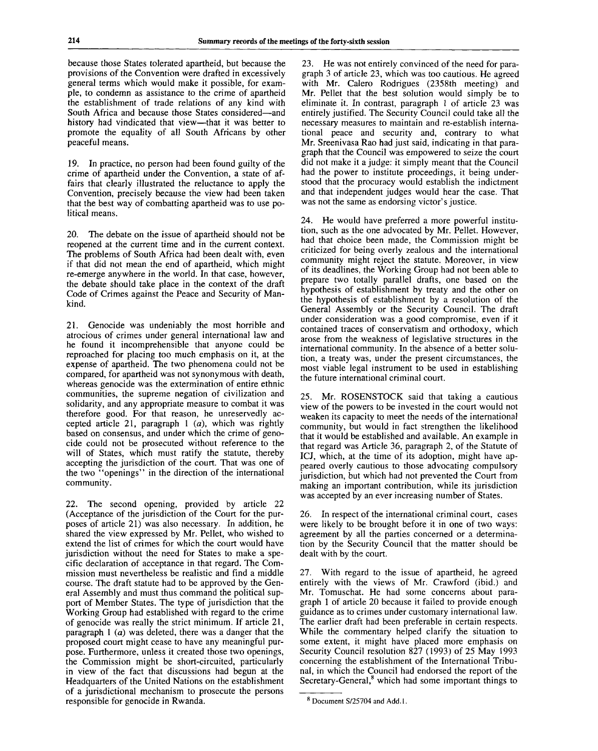because those States tolerated apartheid, but because the provisions of the Convention were drafted in excessively general terms which would make it possible, for example, to condemn as assistance to the crime of apartheid the establishment of trade relations of any kind with South Africa and because those States considered—and history had vindicated that view—that it was better to promote the equality of all South Africans by other peaceful means.

19. In practice, no person had been found guilty of the crime of apartheid under the Convention, a state of affairs that clearly illustrated the reluctance to apply the Convention, precisely because the view had been taken that the best way of combatting apartheid was to use political means.

20. The debate on the issue of apartheid should not be reopened at the current time and in the current context. The problems of South Africa had been dealt with, even if that did not mean the end of apartheid, which might re-emerge anywhere in the world. In that case, however, the debate should take place in the context of the draft Code of Crimes against the Peace and Security of Mankind.

21. Genocide was undeniably the most horrible and atrocious of crimes under general international law and he found it incomprehensible that anyone could be reproached for placing too much emphasis on it, at the expense of apartheid. The two phenomena could not be compared, for apartheid was not synonymous with death, whereas genocide was the extermination of entire ethnic communities, the supreme negation of civilization and solidarity, and any appropriate measure to combat it was therefore good. For that reason, he unreservedly accepted article 21, paragraph 1 (*a*), which was rightly based on consensus, and under which the crime of genocide could not be prosecuted without reference to the will of States, which must ratify the statute, thereby accepting the jurisdiction of the court. That was one of the two "openings" in the direction of the international community.

22. The second opening, provided by article 22 (Acceptance of the jurisdiction of the Court for the purposes of article 21) was also necessary. In addition, he shared the view expressed by Mr. Pellet, who wished to extend the list of crimes for which the court would have jurisdiction without the need for States to make a specific declaration of acceptance in that regard. The Commission must nevertheless be realistic and find a middle course. The draft statute had to be approved by the General Assembly and must thus command the political support of Member States. The type of jurisdiction that the Working Group had established with regard to the crime of genocide was really the strict minimum. If article 21, paragraph 1 (*a*) was deleted, there was a danger that the proposed court might cease to have any meaningful purpose. Furthermore, unless it created those two openings, the Commission might be short-circuited, particularly in view of the fact that discussions had begun at the Headquarters of the United Nations on the establishment of a jurisdictional mechanism to prosecute the persons responsible for genocide in Rwanda.

23. He was not entirely convinced of the need for paragraph 3 of article 23, which was too cautious. He agreed with Mr. Calero Rodrigues (2358th meeting) and Mr. Pellet that the best solution would simply be to eliminate it. In contrast, paragraph 1 of article 23 was entirely justified. The Security Council could take all the necessary measures to maintain and re-establish international peace and security and, contrary to what Mr. Sreenivasa Rao had just said, indicating in that paragraph that the Council was empowered to seize the court did not make it a judge: it simply meant that the Council had the power to institute proceedings, it being understood that the procuracy would establish the indictment and that independent judges would hear the case. That was not the same as endorsing victor's justice.

24. He would have preferred a more powerful institution, such as the one advocated by Mr. Pellet. However, had that choice been made, the Commission might be criticized for being overly zealous and the international community might reject the statute. Moreover, in view of its deadlines, the Working Group had not been able to prepare two totally parallel drafts, one based on the hypothesis of establishment by treaty and the other on the hypothesis of establishment by a resolution of the General Assembly or the Security Council. The draft under consideration was a good compromise, even if it contained traces of conservatism and orthodoxy, which arose from the weakness of legislative structures in the international community. In the absence of a better solution, a treaty was, under the present circumstances, the most viable legal instrument to be used in establishing the future international criminal court.

25. Mr. ROSENSTOCK said that taking a cautious view of the powers to be invested in the court would not weaken its capacity to meet the needs of the international community, but would in fact strengthen the likelihood that it would be established and available. An example in that regard was Article 36, paragraph 2, of the Statute of ICJ, which, at the time of its adoption, might have appeared overly cautious to those advocating compulsory jurisdiction, but which had not prevented the Court from making an important contribution, while its jurisdiction was accepted by an ever increasing number of States.

26. In respect of the international criminal court, cases were likely to be brought before it in one of two ways: agreement by all the parties concerned or a determination by the Security Council that the matter should be dealt with by the court.

27. With regard to the issue of apartheid, he agreed entirely with the views of Mr. Crawford (ibid.) and Mr. Tomuschat. He had some concerns about paragraph 1 of article 20 because it failed to provide enough guidance as to crimes under customary international law. The earlier draft had been preferable in certain respects. While the commentary helped clarify the situation to some extent, it might have placed more emphasis on Security Council resolution 827 (1993) of 25 May 1993 concerning the establishment of the International Tribunal, in which the Council had endorsed the report of the Secretary-General,[8] which had some important things to

[8] Document S/25704 and Add.1.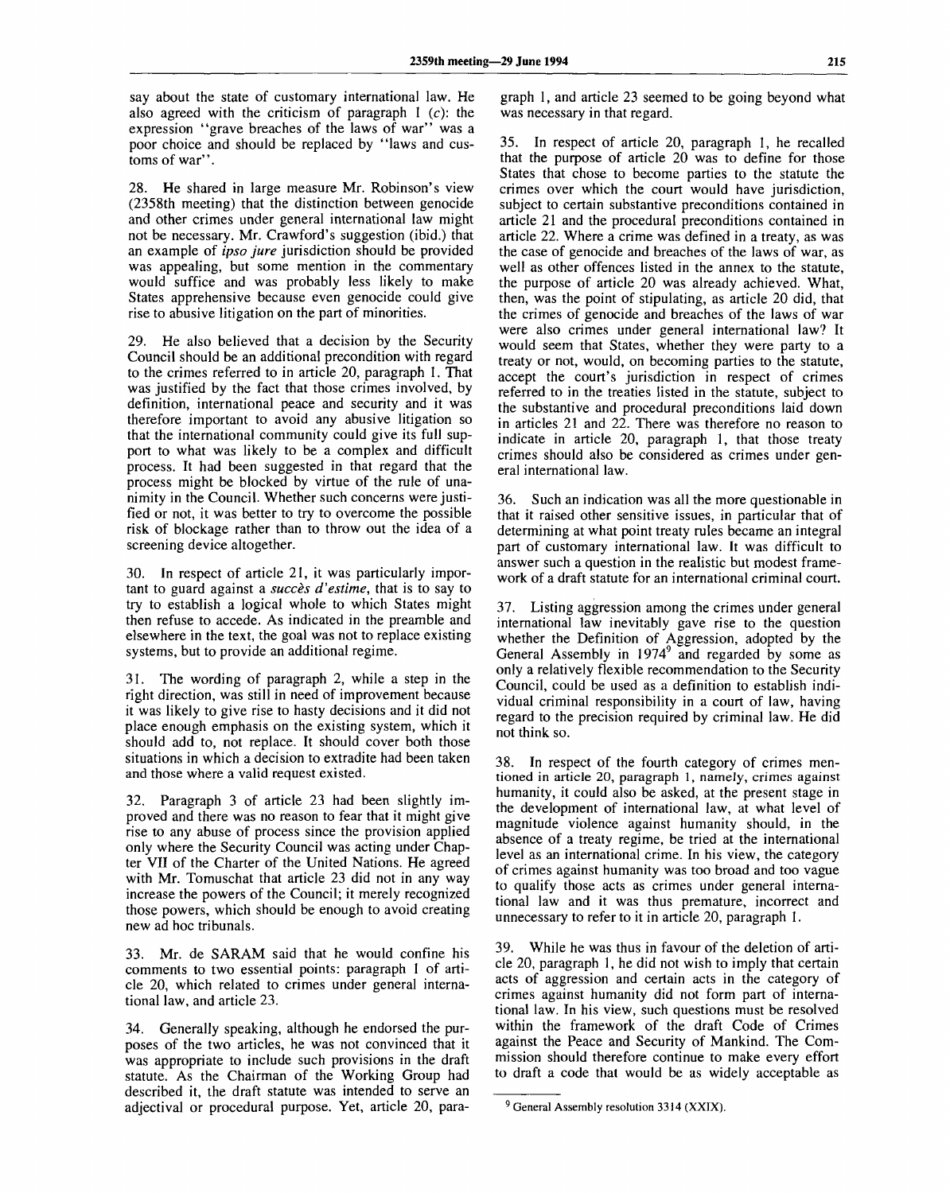say about the state of customary international law. He also agreed with the criticism of paragraph 1 (*c*): the expression "grave breaches of the laws of war" was a poor choice and should be replaced by "laws and customs of war".

28. He shared in large measure Mr. Robinson's view (2358th meeting) that the distinction between genocide and other crimes under general international law might not be necessary. Mr. Crawford's suggestion (ibid.) that an example of *ipso jure* jurisdiction should be provided was appealing, but some mention in the commentary would suffice and was probably less likely to make States apprehensive because even genocide could give rise to abusive litigation on the part of minorities.

29. He also believed that a decision by the Security Council should be an additional precondition with regard to the crimes referred to in article 20, paragraph 1. That was justified by the fact that those crimes involved, by definition, international peace and security and it was therefore important to avoid any abusive litigation so that the international community could give its full support to what was likely to be a complex and difficult process. It had been suggested in that regard that the process might be blocked by virtue of the rule of unanimity in the Council. Whether such concerns were justified or not, it was better to try to overcome the possible risk of blockage rather than to throw out the idea of a screening device altogether.

30. In respect of article 21, it was particularly important to guard against a *succès d'estime*, that is to say to try to establish a logical whole to which States might then refuse to accede. As indicated in the preamble and elsewhere in the text, the goal was not to replace existing systems, but to provide an additional regime.

31. The wording of paragraph 2, while a step in the right direction, was still in need of improvement because it was likely to give rise to hasty decisions and it did not place enough emphasis on the existing system, which it should add to, not replace. It should cover both those situations in which a decision to extradite had been taken and those where a valid request existed.

32. Paragraph 3 of article 23 had been slightly improved and there was no reason to fear that it might give rise to any abuse of process since the provision applied only where the Security Council was acting under Chapter VII of the Charter of the United Nations. He agreed with Mr. Tomuschat that article 23 did not in any way increase the powers of the Council; it merely recognized those powers, which should be enough to avoid creating new ad hoc tribunals.

33. Mr. de SARAM said that he would confine his comments to two essential points: paragraph 1 of article 20, which related to crimes under general international law, and article 23.

34. Generally speaking, although he endorsed the purposes of the two articles, he was not convinced that it was appropriate to include such provisions in the draft statute. As the Chairman of the Working Group had described it, the draft statute was intended to serve an adjectival or procedural purpose. Yet, article 20, paragraph 1, and article 23 seemed to be going beyond what was necessary in that regard.

35. In respect of article 20, paragraph 1, he recalled that the purpose of article 20 was to define for those States that chose to become parties to the statute the crimes over which the court would have jurisdiction, subject to certain substantive preconditions contained in article 21 and the procedural preconditions contained in article 22. Where a crime was defined in a treaty, as was the case of genocide and breaches of the laws of war, as well as other offences listed in the annex to the statute, the purpose of article 20 was already achieved. What, then, was the point of stipulating, as article 20 did, that the crimes of genocide and breaches of the laws of war were also crimes under general international law? It would seem that States, whether they were party to a treaty or not, would, on becoming parties to the statute, accept the court's jurisdiction in respect of crimes referred to in the treaties listed in the statute, subject to the substantive and procedural preconditions laid down in articles 21 and 22. There was therefore no reason to indicate in article 20, paragraph 1, that those treaty crimes should also be considered as crimes under general international law.

36. Such an indication was all the more questionable in that it raised other sensitive issues, in particular that of determining at what point treaty rules became an integral part of customary international law. It was difficult to answer such a question in the realistic but modest framework of a draft statute for an international criminal court.

37. Listing aggression among the crimes under general international law inevitably gave rise to the question whether the Definition of Aggression, adopted by the General Assembly in 1974[9] and regarded by some as only a relatively flexible recommendation to the Security Council, could be used as a definition to establish individual criminal responsibility in a court of law, having regard to the precision required by criminal law. He did not think so.

38. In respect of the fourth category of crimes mentioned in article 20, paragraph 1, namely, crimes against humanity, it could also be asked, at the present stage in the development of international law, at what level of magnitude violence against humanity should, in the absence of a treaty regime, be tried at the international level as an international crime. In his view, the category of crimes against humanity was too broad and too vague to qualify those acts as crimes under general international law and it was thus premature, incorrect and unnecessary to refer to it in article 20, paragraph 1.

39. While he was thus in favour of the deletion of article 20, paragraph 1, he did not wish to imply that certain acts of aggression and certain acts in the category of crimes against humanity did not form part of international law. In his view, such questions must be resolved within the framework of the draft Code of Crimes against the Peace and Security of Mankind. The Commission should therefore continue to make every effort to draft a code that would be as widely acceptable as

[9] General Assembly resolution 3314 (XXIX).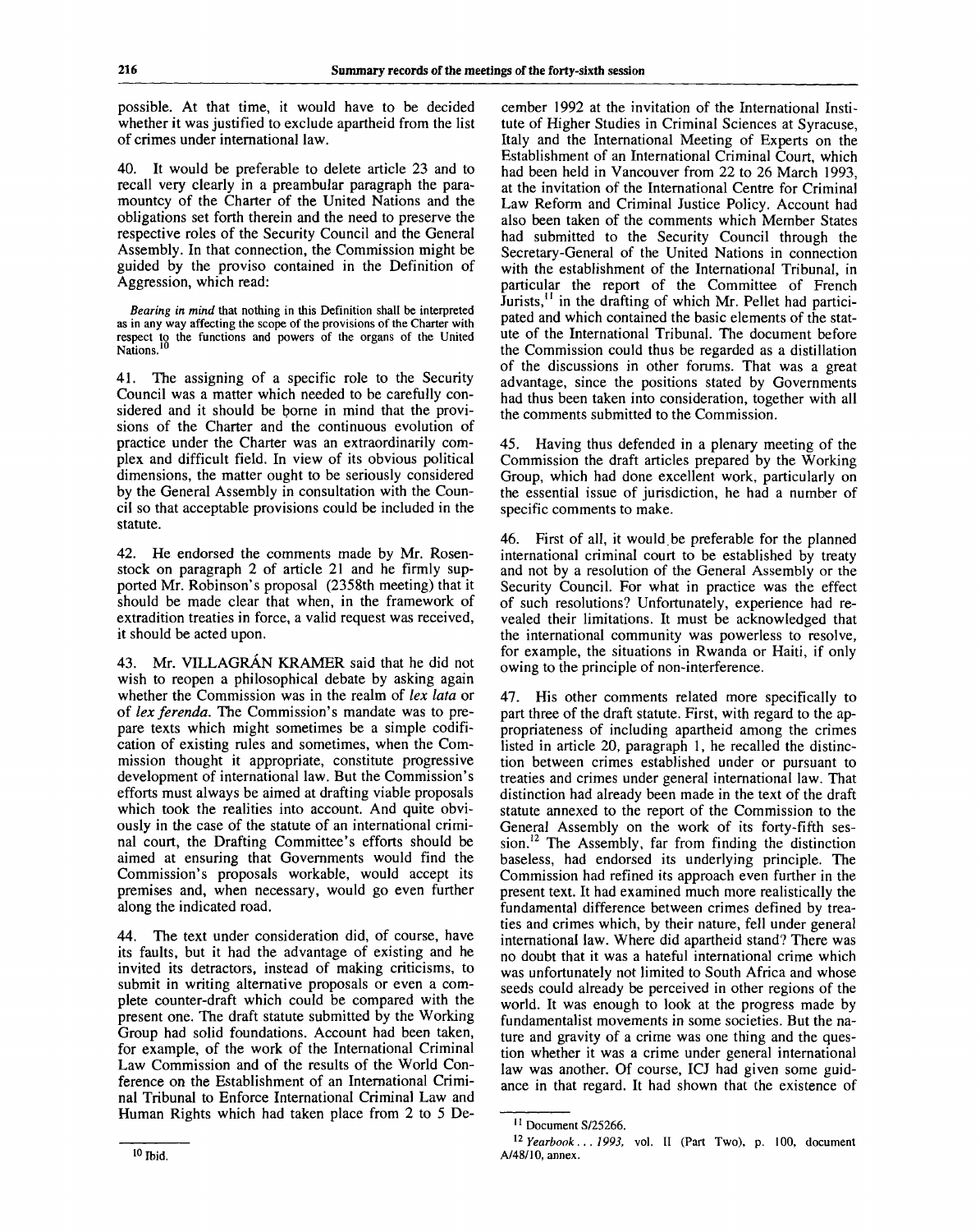possible. At that time, it would have to be decided whether it was justified to exclude apartheid from the list of crimes under international law.

40. It would be preferable to delete article 23 and to recall very clearly in a preambular paragraph the paramountcy of the Charter of the United Nations and the obligations set forth therein and the need to preserve the respective roles of the Security Council and the General Assembly. In that connection, the Commission might be guided by the proviso contained in the Definition of Aggression, which read:

> *Bearing in mind* that nothing in this Definition shall be interpreted as in any way affecting the scope of the provisions of the Charter with respect to the functions and powers of the organs of the United Nations.[10]

41. The assigning of a specific role to the Security Council was a matter which needed to be carefully considered and it should be borne in mind that the provisions of the Charter and the continuous evolution of practice under the Charter was an extraordinarily complex and difficult field. In view of its obvious political dimensions, the matter ought to be seriously considered by the General Assembly in consultation with the Council so that acceptable provisions could be included in the statute.

42. He endorsed the comments made by Mr. Rosenstock on paragraph 2 of article 21 and he firmly supported Mr. Robinson's proposal (2358th meeting) that it should be made clear that when, in the framework of extradition treaties in force, a valid request was received, it should be acted upon.

43. Mr. VILLAGRÁN KRAMER said that he did not wish to reopen a philosophical debate by asking again whether the Commission was in the realm of *lex lata* or of *lex ferenda*. The Commission's mandate was to prepare texts which might sometimes be a simple codification of existing rules and sometimes, when the Commission thought it appropriate, constitute progressive development of international law. But the Commission's efforts must always be aimed at drafting viable proposals which took the realities into account. And quite obviously in the case of the statute of an international criminal court, the Drafting Committee's efforts should be aimed at ensuring that Governments would find the Commission's proposals workable, would accept its premises and, when necessary, would go even further along the indicated road.

44. The text under consideration did, of course, have its faults, but it had the advantage of existing and he invited its detractors, instead of making criticisms, to submit in writing alternative proposals or even a complete counter-draft which could be compared with the present one. The draft statute submitted by the Working Group had solid foundations. Account had been taken, for example, of the work of the International Criminal Law Commission and of the results of the World Conference on the Establishment of an International Criminal Tribunal to Enforce International Criminal Law and Human Rights which had taken place from 2 to 5 December 1992 at the invitation of the International Institute of Higher Studies in Criminal Sciences at Syracuse, Italy and the International Meeting of Experts on the Establishment of an International Criminal Court, which had been held in Vancouver from 22 to 26 March 1993, at the invitation of the International Centre for Criminal Law Reform and Criminal Justice Policy. Account had also been taken of the comments which Member States had submitted to the Security Council through the Secretary-General of the United Nations in connection with the establishment of the International Tribunal, in particular the report of the Committee of French Jurists,[11] in the drafting of which Mr. Pellet had participated and which contained the basic elements of the statute of the International Tribunal. The document before the Commission could thus be regarded as a distillation of the discussions in other forums. That was a great advantage, since the positions stated by Governments had thus been taken into consideration, together with all the comments submitted to the Commission.

45. Having thus defended in a plenary meeting of the Commission the draft articles prepared by the Working Group, which had done excellent work, particularly on the essential issue of jurisdiction, he had a number of specific comments to make.

46. First of all, it would be preferable for the planned international criminal court to be established by treaty and not by a resolution of the General Assembly or the Security Council. For what in practice was the effect of such resolutions? Unfortunately, experience had revealed their limitations. It must be acknowledged that the international community was powerless to resolve, for example, the situations in Rwanda or Haiti, if only owing to the principle of non-interference.

47. His other comments related more specifically to part three of the draft statute. First, with regard to the appropriateness of including apartheid among the crimes listed in article 20, paragraph 1, he recalled the distinction between crimes established under or pursuant to treaties and crimes under general international law. That distinction had already been made in the text of the draft statute annexed to the report of the Commission to the General Assembly on the work of its forty-fifth session.[12] The Assembly, far from finding the distinction baseless, had endorsed its underlying principle. The Commission had refined its approach even further in the present text. It had examined much more realistically the fundamental difference between crimes defined by treaties and crimes which, by their nature, fell under general international law. Where did apartheid stand? There was no doubt that it was a hateful international crime which was unfortunately not limited to South Africa and whose seeds could already be perceived in other regions of the world. It was enough to look at the progress made by fundamentalist movements in some societies. But the nature and gravity of a crime was one thing and the question whether it was a crime under general international law was another. Of course, ICJ had given some guidance in that regard. It had shown that the existence of

---

[10] Ibid.

[11] Document S/25266.

[12] *Yearbook . . . 1993*, vol. II (Part Two), p. 100, document A/48/10, annex.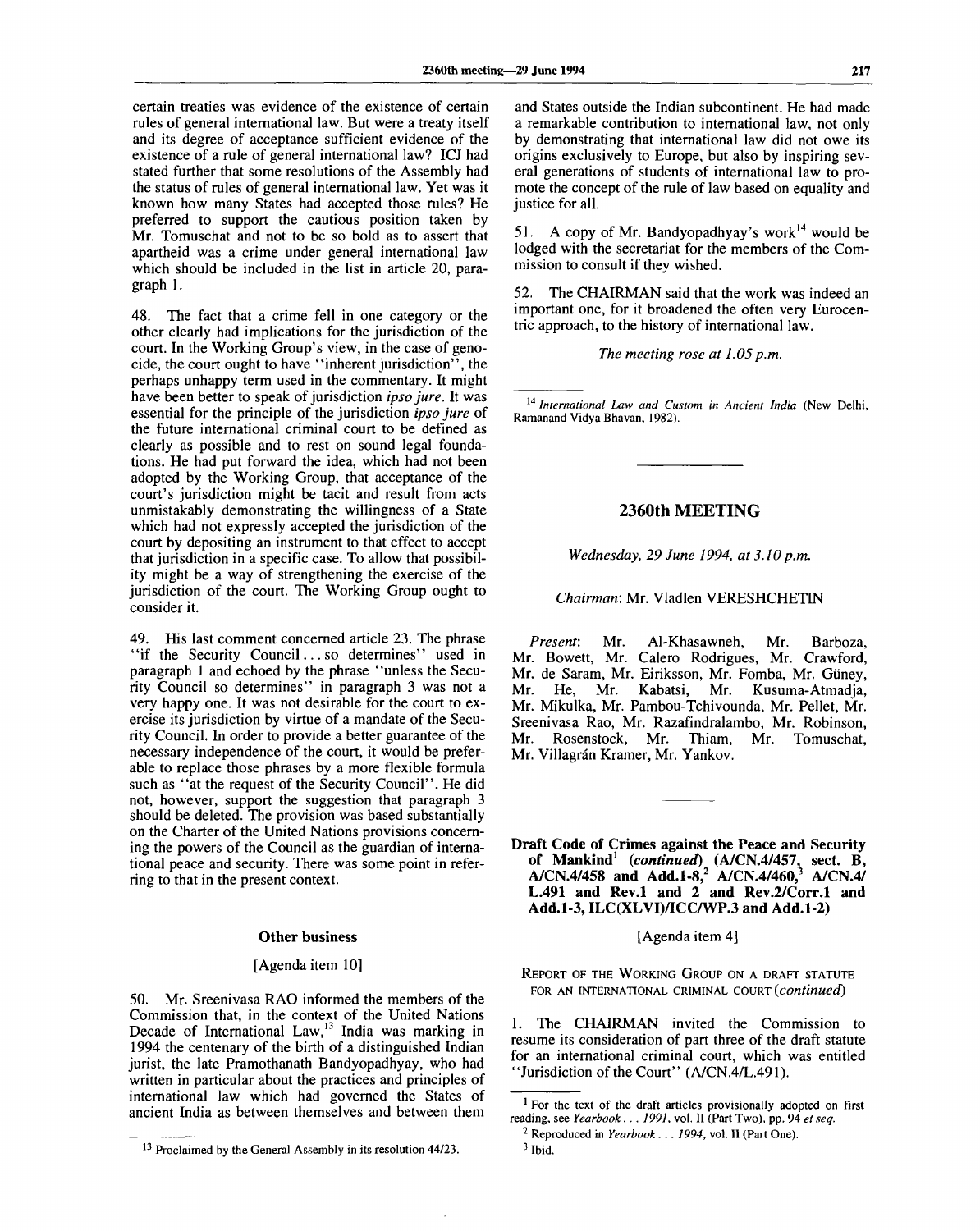certain treaties was evidence of the existence of certain rules of general international law. But were a treaty itself and its degree of acceptance sufficient evidence of the existence of a rule of general international law? ICJ had stated further that some resolutions of the Assembly had the status of rules of general international law. Yet was it known how many States had accepted those rules? He preferred to support the cautious position taken by Mr. Tomuschat and not to be so bold as to assert that apartheid was a crime under general international law which should be included in the list in article 20, paragraph 1.

48. The fact that a crime fell in one category or the other clearly had implications for the jurisdiction of the court. In the Working Group's view, in the case of genocide, the court ought to have "inherent jurisdiction", the perhaps unhappy term used in the commentary. It might have been better to speak of jurisdiction *ipso jure*. It was essential for the principle of the jurisdiction *ipso jure* of the future international criminal court to be defined as clearly as possible and to rest on sound legal foundations. He had put forward the idea, which had not been adopted by the Working Group, that acceptance of the court's jurisdiction might be tacit and result from acts unmistakably demonstrating the willingness of a State which had not expressly accepted the jurisdiction of the court by depositing an instrument to that effect to accept that jurisdiction in a specific case. To allow that possibility might be a way of strengthening the exercise of the jurisdiction of the court. The Working Group ought to consider it.

49. His last comment concerned article 23. The phrase "if the Security Council . . . so determines" used in paragraph 1 and echoed by the phrase "unless the Security Council so determines" in paragraph 3 was not a very happy one. It was not desirable for the court to exercise its jurisdiction by virtue of a mandate of the Security Council. In order to provide a better guarantee of the necessary independence of the court, it would be preferable to replace those phrases by a more flexible formula such as "at the request of the Security Council". He did not, however, support the suggestion that paragraph 3 should be deleted. The provision was based substantially on the Charter of the United Nations provisions concerning the powers of the Council as the guardian of international peace and security. There was some point in referring to that in the present context.

### Other business

[Agenda item 10]

50. Mr. Sreenivasa RAO informed the members of the Commission that, in the context of the United Nations Decade of International Law,[13] India was marking in 1994 the centenary of the birth of a distinguished Indian jurist, the late Pramothanath Bandyopadhyay, who had written in particular about the practices and principles of international law which had governed the States of ancient India as between themselves and between them and States outside the Indian subcontinent. He had made a remarkable contribution to international law, not only by demonstrating that international law did not owe its origins exclusively to Europe, but also by inspiring several generations of students of international law to promote the concept of the rule of law based on equality and justice for all.

51. A copy of Mr. Bandyopadhyay's work[14] would be lodged with the secretariat for the members of the Commission to consult if they wished.

52. The CHAIRMAN said that the work was indeed an important one, for it broadened the often very Eurocentric approach, to the history of international law.

*The meeting rose at 1.05 p.m.*

[13] Proclaimed by the General Assembly in its resolution 44/23.

[14] *International Law and Custom in Ancient India* (New Delhi, Ramanand Vidya Bhavan, 1982).

## 2360th MEETING

*Wednesday, 29 June 1994, at 3.10 p.m.*

*Chairman*: Mr. Vladlen VERESHCHETIN

*Present*: Mr. Al-Khasawneh, Mr. Barboza, Mr. Bowett, Mr. Calero Rodrigues, Mr. Crawford, Mr. de Saram, Mr. Eiriksson, Mr. Fomba, Mr. Güney, Mr. He, Mr. Kabatsi, Mr. Kusuma-Atmadja, Mr. Mikulka, Mr. Pambou-Tchivounda, Mr. Pellet, Mr. Sreenivasa Rao, Mr. Razafindralambo, Mr. Robinson, Mr. Rosenstock, Mr. Thiam, Mr. Tomuschat, Mr. Villagrán Kramer, Mr. Yankov.

### Draft Code of Crimes against the Peace and Security of Mankind[1] (*continued*) (A/CN.4/457, sect. B, A/CN.4/458 and Add.1-8,[2] A/CN.4/460,[3] A/CN.4/L.491 and Rev.1 and 2 and Rev.2/Corr.1 and Add.1-3, ILC(XLVI)/ICC/WP.3 and Add.1-2)

[Agenda item 4]

REPORT OF THE WORKING GROUP ON A DRAFT STATUTE FOR AN INTERNATIONAL CRIMINAL COURT (*continued*)

1. The CHAIRMAN invited the Commission to resume its consideration of part three of the draft statute for an international criminal court, which was entitled "Jurisdiction of the Court" (A/CN.4/L.491).

[1] For the text of the draft articles provisionally adopted on first reading, see *Yearbook . . . 1991*, vol. II (Part Two), pp. 94 *et seq.*

[2] Reproduced in *Yearbook . . . 1994*, vol. II (Part One).

[3] Ibid.